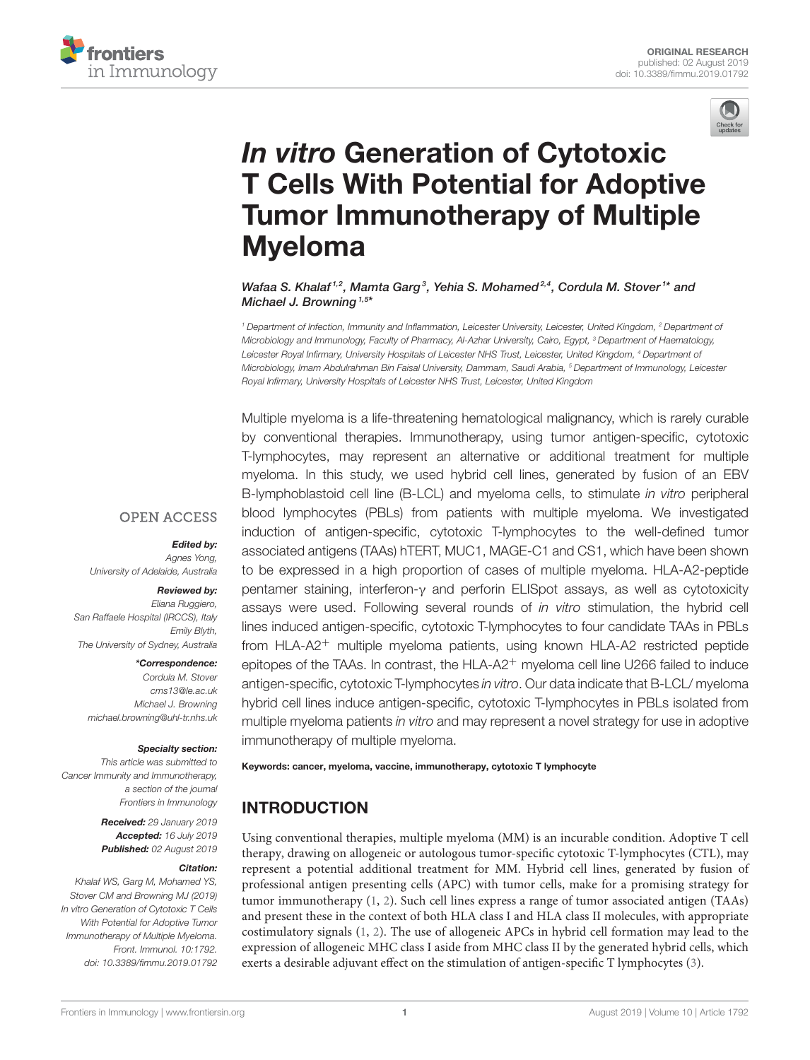ORIGINAL RESEARCH
published: 02 August 2019
doi: 10.3389/fimmu.2019.01792

# *In vitro* Generation of Cytotoxic T Cells With Potential for Adoptive Tumor Immunotherapy of Multiple Myeloma

Wafaa S. Khalaf[1,2], Mamta Garg[3], Yehia S. Mohamed[2,4], Cordula M. Stover[1]* and Michael J. Browning[1,5]*

[1] Department of Infection, Immunity and Inflammation, Leicester University, Leicester, United Kingdom, [2] Department of Microbiology and Immunology, Faculty of Pharmacy, Al-Azhar University, Cairo, Egypt, [3] Department of Haematology, Leicester Royal Infirmary, University Hospitals of Leicester NHS Trust, Leicester, United Kingdom, [4] Department of Microbiology, Imam Abdulrahman Bin Faisal University, Dammam, Saudi Arabia, [5] Department of Immunology, Leicester Royal Infirmary, University Hospitals of Leicester NHS Trust, Leicester, United Kingdom

Multiple myeloma is a life-threatening hematological malignancy, which is rarely curable by conventional therapies. Immunotherapy, using tumor antigen-specific, cytotoxic T-lymphocytes, may represent an alternative or additional treatment for multiple myeloma. In this study, we used hybrid cell lines, generated by fusion of an EBV B-lymphoblastoid cell line (B-LCL) and myeloma cells, to stimulate *in vitro* peripheral blood lymphocytes (PBLs) from patients with multiple myeloma. We investigated induction of antigen-specific, cytotoxic T-lymphocytes to the well-defined tumor associated antigens (TAAs) hTERT, MUC1, MAGE-C1 and CS1, which have been shown to be expressed in a high proportion of cases of multiple myeloma. HLA-A2-peptide pentamer staining, interferon-γ and perforin ELISpot assays, as well as cytotoxicity assays were used. Following several rounds of *in vitro* stimulation, the hybrid cell lines induced antigen-specific, cytotoxic T-lymphocytes to four candidate TAAs in PBLs from HLA-A2$^+$ multiple myeloma patients, using known HLA-A2 restricted peptide epitopes of the TAAs. In contrast, the HLA-A2$^+$ myeloma cell line U266 failed to induce antigen-specific, cytotoxic T-lymphocytes *in vitro*. Our data indicate that B-LCL/ myeloma hybrid cell lines induce antigen-specific, cytotoxic T-lymphocytes in PBLs isolated from multiple myeloma patients *in vitro* and may represent a novel strategy for use in adoptive immunotherapy of multiple myeloma.

**Keywords:** cancer, myeloma, vaccine, immunotherapy, cytotoxic T lymphocyte

OPEN ACCESS

***Edited by:***
Agnes Yong,
University of Adelaide, Australia

***Reviewed by:***
Eliana Ruggiero,
San Raffaele Hospital (IRCCS), Italy
Emily Blyth,
The University of Sydney, Australia

***\*Correspondence:***
Cordula M. Stover
cms13@le.ac.uk
Michael J. Browning
michael.browning@uhl-tr.nhs.uk

***Specialty section:***
This article was submitted to Cancer Immunity and Immunotherapy, a section of the journal Frontiers in Immunology

***Received:*** 29 January 2019
***Accepted:*** 16 July 2019
***Published:*** 02 August 2019

***Citation:***
Khalaf WS, Garg M, Mohamed YS, Stover CM and Browning MJ (2019) In vitro Generation of Cytotoxic T Cells With Potential for Adoptive Tumor Immunotherapy of Multiple Myeloma. Front. Immunol. 10:1792. doi: 10.3389/fimmu.2019.01792

## INTRODUCTION

Using conventional therapies, multiple myeloma (MM) is an incurable condition. Adoptive T cell therapy, drawing on allogeneic or autologous tumor-specific cytotoxic T-lymphocytes (CTL), may represent a potential additional treatment for MM. Hybrid cell lines, generated by fusion of professional antigen presenting cells (APC) with tumor cells, make for a promising strategy for tumor immunotherapy (1, 2). Such cell lines express a range of tumor associated antigen (TAAs) and present these in the context of both HLA class I and HLA class II molecules, with appropriate costimulatory signals (1, 2). The use of allogeneic APCs in hybrid cell formation may lead to the expression of allogeneic MHC class I aside from MHC class II by the generated hybrid cells, which exerts a desirable adjuvant effect on the stimulation of antigen-specific T lymphocytes (3).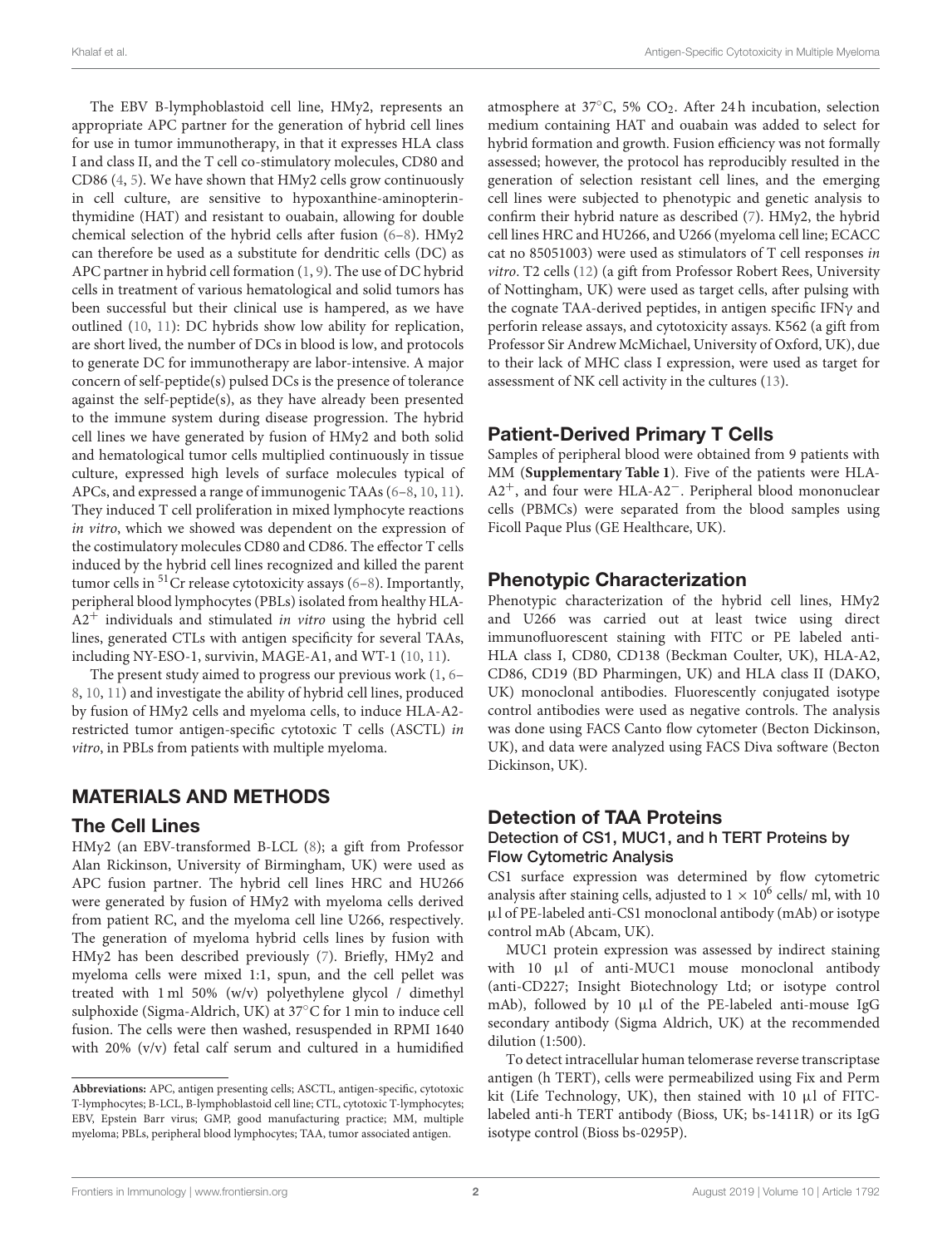The EBV B-lymphoblastoid cell line, HMy2, represents an appropriate APC partner for the generation of hybrid cell lines for use in tumor immunotherapy, in that it expresses HLA class I and class II, and the T cell co-stimulatory molecules, CD80 and CD86 (4, 5). We have shown that HMy2 cells grow continuously in cell culture, are sensitive to hypoxanthine-aminopterin-thymidine (HAT) and resistant to ouabain, allowing for double chemical selection of the hybrid cells after fusion (6–8). HMy2 can therefore be used as a substitute for dendritic cells (DC) as APC partner in hybrid cell formation (1, 9). The use of DC hybrid cells in treatment of various hematological and solid tumors has been successful but their clinical use is hampered, as we have outlined (10, 11): DC hybrids show low ability for replication, are short lived, the number of DCs in blood is low, and protocols to generate DC for immunotherapy are labor-intensive. A major concern of self-peptide(s) pulsed DCs is the presence of tolerance against the self-peptide(s), as they have already been presented to the immune system during disease progression. The hybrid cell lines we have generated by fusion of HMy2 and both solid and hematological tumor cells multiplied continuously in tissue culture, expressed high levels of surface molecules typical of APCs, and expressed a range of immunogenic TAAs (6–8, 10, 11). They induced T cell proliferation in mixed lymphocyte reactions *in vitro*, which we showed was dependent on the expression of the costimulatory molecules CD80 and CD86. The effector T cells induced by the hybrid cell lines recognized and killed the parent tumor cells in $^{51}$Cr release cytotoxicity assays (6–8). Importantly, peripheral blood lymphocytes (PBLs) isolated from healthy HLA-A2$^{+}$ individuals and stimulated *in vitro* using the hybrid cell lines, generated CTLs with antigen specificity for several TAAs, including NY-ESO-1, survivin, MAGE-A1, and WT-1 (10, 11).

The present study aimed to progress our previous work (1, 6–8, 10, 11) and investigate the ability of hybrid cell lines, produced by fusion of HMy2 cells and myeloma cells, to induce HLA-A2-restricted tumor antigen-specific cytotoxic T cells (ASCTL) *in vitro*, in PBLs from patients with multiple myeloma.

## MATERIALS AND METHODS

### The Cell Lines

HMy2 (an EBV-transformed B-LCL (8); a gift from Professor Alan Rickinson, University of Birmingham, UK) were used as APC fusion partner. The hybrid cell lines HRC and HU266 were generated by fusion of HMy2 with myeloma cells derived from patient RC, and the myeloma cell line U266, respectively. The generation of myeloma hybrid cells lines by fusion with HMy2 has been described previously (7). Briefly, HMy2 and myeloma cells were mixed 1:1, spun, and the cell pellet was treated with 1 ml 50% (w/v) polyethylene glycol / dimethyl sulphoxide (Sigma-Aldrich, UK) at 37°C for 1 min to induce cell fusion. The cells were then washed, resuspended in RPMI 1640 with 20% (v/v) fetal calf serum and cultured in a humidified atmosphere at 37°C, 5% $CO_2$. After 24 h incubation, selection medium containing HAT and ouabain was added to select for hybrid formation and growth. Fusion efficiency was not formally assessed; however, the protocol has reproducibly resulted in the generation of selection resistant cell lines, and the emerging cell lines were subjected to phenotypic and genetic analysis to confirm their hybrid nature as described (7). HMy2, the hybrid cell lines HRC and HU266, and U266 (myeloma cell line; ECACC cat no 85051003) were used as stimulators of T cell responses *in vitro*. T2 cells (12) (a gift from Professor Robert Rees, University of Nottingham, UK) were used as target cells, after pulsing with the cognate TAA-derived peptides, in antigen specific IFNγ and perforin release assays, and cytotoxicity assays. K562 (a gift from Professor Sir Andrew McMichael, University of Oxford, UK), due to their lack of MHC class I expression, were used as target for assessment of NK cell activity in the cultures (13).

### Patient-Derived Primary T Cells

Samples of peripheral blood were obtained from 9 patients with MM (**Supplementary Table 1**). Five of the patients were HLA-A2$^{+}$, and four were HLA-A2$^{-}$. Peripheral blood mononuclear cells (PBMCs) were separated from the blood samples using Ficoll Paque Plus (GE Healthcare, UK).

### Phenotypic Characterization

Phenotypic characterization of the hybrid cell lines, HMy2 and U266 was carried out at least twice using direct immunofluorescent staining with FITC or PE labeled anti-HLA class I, CD80, CD138 (Beckman Coulter, UK), HLA-A2, CD86, CD19 (BD Pharmingen, UK) and HLA class II (DAKO, UK) monoclonal antibodies. Fluorescently conjugated isotype control antibodies were used as negative controls. The analysis was done using FACS Canto flow cytometer (Becton Dickinson, UK), and data were analyzed using FACS Diva software (Becton Dickinson, UK).

### Detection of TAA Proteins

#### Detection of CS1, MUC1, and h TERT Proteins by Flow Cytometric Analysis

CS1 surface expression was determined by flow cytometric analysis after staining cells, adjusted to $1 \times 10^6$ cells/ ml, with 10 μl of PE-labeled anti-CS1 monoclonal antibody (mAb) or isotype control mAb (Abcam, UK).

MUC1 protein expression was assessed by indirect staining with 10 μl of anti-MUC1 mouse monoclonal antibody (anti-CD227; Insight Biotechnology Ltd; or isotype control mAb), followed by 10 μl of the PE-labeled anti-mouse IgG secondary antibody (Sigma Aldrich, UK) at the recommended dilution (1:500).

To detect intracellular human telomerase reverse transcriptase antigen (h TERT), cells were permeabilized using Fix and Perm kit (Life Technology, UK), then stained with 10 μl of FITC-labeled anti-h TERT antibody (Bioss, UK; bs-1411R) or its IgG isotype control (Bioss bs-0295P).

**Abbreviations:** APC, antigen presenting cells; ASCTL, antigen-specific, cytotoxic T-lymphocytes; B-LCL, B-lymphoblastoid cell line; CTL, cytotoxic T-lymphocytes; EBV, Epstein Barr virus; GMP, good manufacturing practice; MM, multiple myeloma; PBLs, peripheral blood lymphocytes; TAA, tumor associated antigen.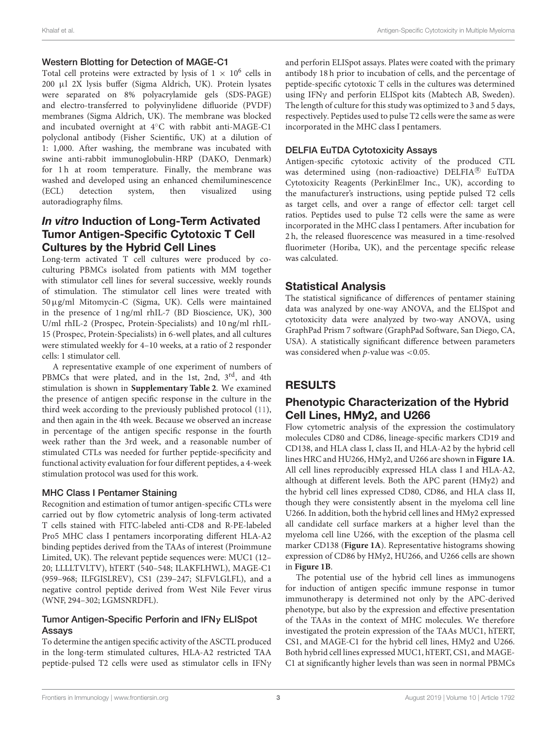### Western Blotting for Detection of MAGE-C1

Total cell proteins were extracted by lysis of $1 \times 10^6$ cells in 200 μl 2X lysis buffer (Sigma Aldrich, UK). Protein lysates were separated on 8% polyacrylamide gels (SDS-PAGE) and electro-transferred to polyvinylidene difluoride (PVDF) membranes (Sigma Aldrich, UK). The membrane was blocked and incubated overnight at 4°C with rabbit anti-MAGE-C1 polyclonal antibody (Fisher Scientific, UK) at a dilution of 1: 1,000. After washing, the membrane was incubated with swine anti-rabbit immunoglobulin-HRP (DAKO, Denmark) for 1 h at room temperature. Finally, the membrane was washed and developed using an enhanced chemiluminescence (ECL) detection system, then visualized using autoradiography films.

## *In vitro* Induction of Long-Term Activated Tumor Antigen-Specific Cytotoxic T Cell Cultures by the Hybrid Cell Lines

Long-term activated T cell cultures were produced by co-culturing PBMCs isolated from patients with MM together with stimulator cell lines for several successive, weekly rounds of stimulation. The stimulator cell lines were treated with 50 μg/ml Mitomycin-C (Sigma, UK). Cells were maintained in the presence of 1 ng/ml rhIL-7 (BD Bioscience, UK), 300 U/ml rhIL-2 (Prospec, Protein-Specialists) and 10 ng/ml rhIL-15 (Prospec, Protein-Specialists) in 6-well plates, and all cultures were stimulated weekly for 4–10 weeks, at a ratio of 2 responder cells: 1 stimulator cell.

A representative example of one experiment of numbers of PBMCs that were plated, and in the 1st, 2nd, 3rd, and 4th stimulation is shown in **Supplementary Table 2**. We examined the presence of antigen specific response in the culture in the third week according to the previously published protocol (11), and then again in the 4th week. Because we observed an increase in percentage of the antigen specific response in the fourth week rather than the 3rd week, and a reasonable number of stimulated CTLs was needed for further peptide-specificity and functional activity evaluation for four different peptides, a 4-week stimulation protocol was used for this work.

### MHC Class I Pentamer Staining

Recognition and estimation of tumor antigen-specific CTLs were carried out by flow cytometric analysis of long-term activated T cells stained with FITC-labeled anti-CD8 and R-PE-labeled Pro5 MHC class I pentamers incorporating different HLA-A2 binding peptides derived from the TAAs of interest (Proimmune Limited, UK). The relevant peptide sequences were: MUC1 (12–20; LLLLTVLTV), hTERT (540–548; ILAKFLHWL), MAGE-C1 (959–968; ILFGISLREV), CS1 (239–247; SLFVLGLFL), and a negative control peptide derived from West Nile Fever virus (WNF, 294–302; LGMSNRDFL).

### Tumor Antigen-Specific Perforin and IFNγ ELISpot Assays

To determine the antigen specific activity of the ASCTL produced in the long-term stimulated cultures, HLA-A2 restricted TAA peptide-pulsed T2 cells were used as stimulator cells in IFNγ and perforin ELISpot assays. Plates were coated with the primary antibody 18 h prior to incubation of cells, and the percentage of peptide-specific cytotoxic T cells in the cultures was determined using IFNγ and perforin ELISpot kits (Mabtech AB, Sweden). The length of culture for this study was optimized to 3 and 5 days, respectively. Peptides used to pulse T2 cells were the same as were incorporated in the MHC class I pentamers.

### DELFIA EuTDA Cytotoxicity Assays

Antigen-specific cytotoxic activity of the produced CTL was determined using (non-radioactive) DELFIA® EuTDA Cytotoxicity Reagents (PerkinElmer Inc., UK), according to the manufacturer's instructions, using peptide pulsed T2 cells as target cells, and over a range of effector cell: target cell ratios. Peptides used to pulse T2 cells were the same as were incorporated in the MHC class I pentamers. After incubation for 2 h, the released fluorescence was measured in a time-resolved fluorimeter (Horiba, UK), and the percentage specific release was calculated.

## Statistical Analysis

The statistical significance of differences of pentamer staining data was analyzed by one-way ANOVA, and the ELISpot and cytotoxicity data were analyzed by two-way ANOVA, using GraphPad Prism 7 software (GraphPad Software, San Diego, CA, USA). A statistically significant difference between parameters was considered when *p*-value was $<0.05$.

# RESULTS

## Phenotypic Characterization of the Hybrid Cell Lines, HMy2, and U266

Flow cytometric analysis of the expression the costimulatory molecules CD80 and CD86, lineage-specific markers CD19 and CD138, and HLA class I, class II, and HLA-A2 by the hybrid cell lines HRC and HU266, HMy2, and U266 are shown in **Figure 1A**. All cell lines reproducibly expressed HLA class I and HLA-A2, although at different levels. Both the APC parent (HMy2) and the hybrid cell lines expressed CD80, CD86, and HLA class II, though they were consistently absent in the myeloma cell line U266. In addition, both the hybrid cell lines and HMy2 expressed all candidate cell surface markers at a higher level than the myeloma cell line U266, with the exception of the plasma cell marker CD138 (**Figure 1A**). Representative histograms showing expression of CD86 by HMy2, HU266, and U266 cells are shown in **Figure 1B**.

The potential use of the hybrid cell lines as immunogens for induction of antigen specific immune response in tumor immunotherapy is determined not only by the APC-derived phenotype, but also by the expression and effective presentation of the TAAs in the context of MHC molecules. We therefore investigated the protein expression of the TAAs MUC1, hTERT, CS1, and MAGE-C1 for the hybrid cell lines, HMy2 and U266. Both hybrid cell lines expressed MUC1, hTERT, CS1, and MAGE-C1 at significantly higher levels than was seen in normal PBMCs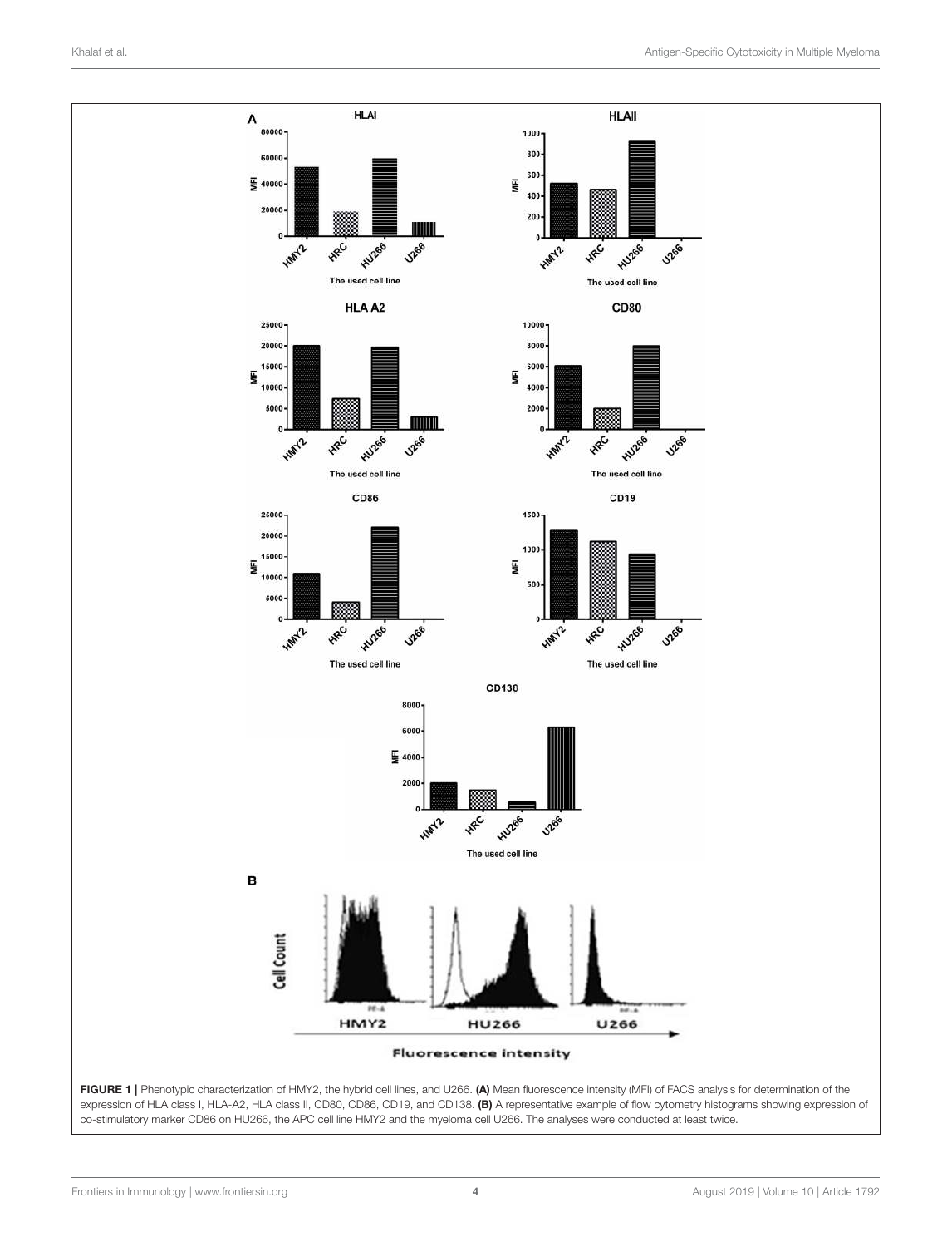**FIGURE 1 |** Phenotypic characterization of HMY2, the hybrid cell lines, and U266. **(A)** Mean fluorescence intensity (MFI) of FACS analysis for determination of the expression of HLA class I, HLA-A2, HLA class II, CD80, CD86, CD19, and CD138. **(B)** A representative example of flow cytometry histograms showing expression of co-stimulatory marker CD86 on HU266, the APC cell line HMY2 and the myeloma cell U266. The analyses were conducted at least twice.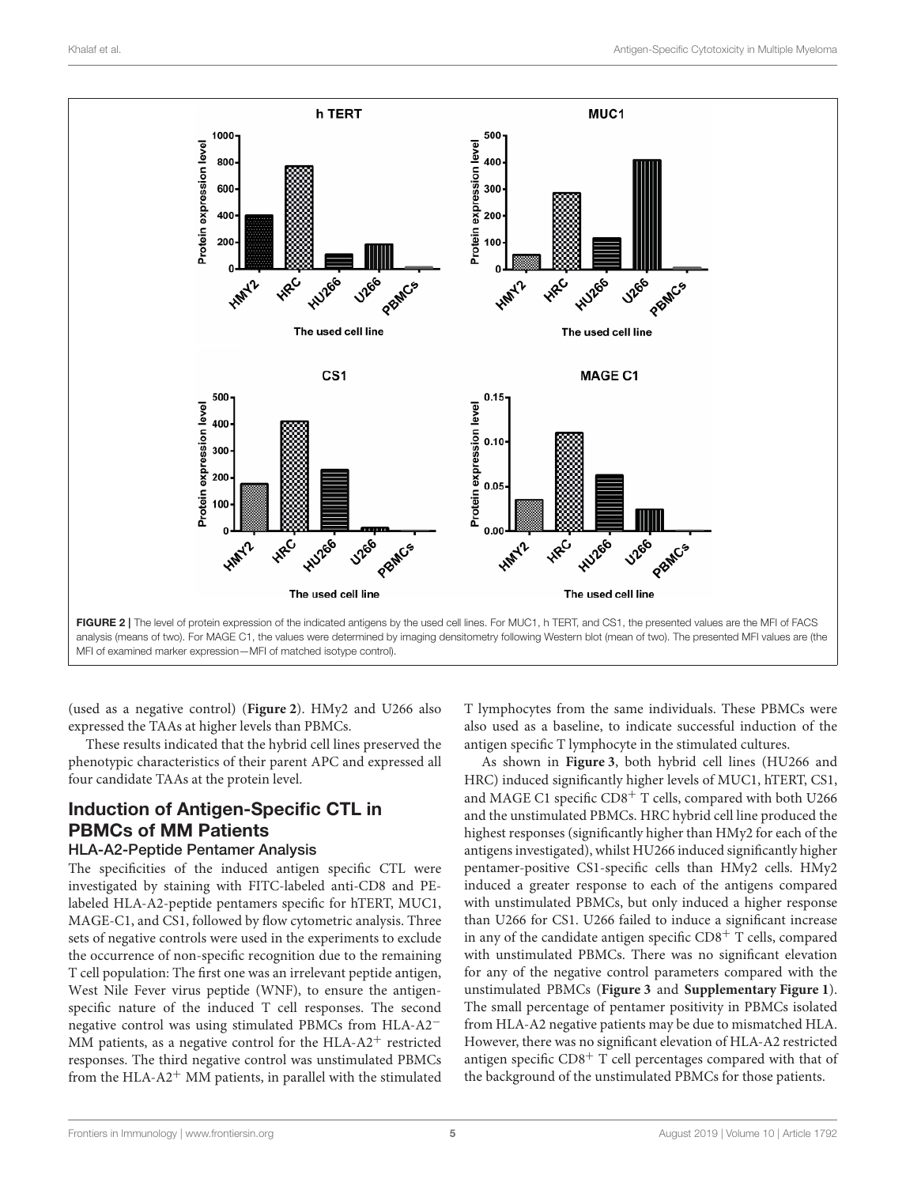FIGURE 2 | The level of protein expression of the indicated antigens by the used cell lines. For MUC1, h TERT, and CS1, the presented values are the MFI of FACS analysis (means of two). For MAGE C1, the values were determined by imaging densitometry following Western blot (mean of two). The presented MFI values are (the MFI of examined marker expression—MFI of matched isotype control).

(used as a negative control) (**Figure 2**). HMy2 and U266 also expressed the TAAs at higher levels than PBMCs.

These results indicated that the hybrid cell lines preserved the phenotypic characteristics of their parent APC and expressed all four candidate TAAs at the protein level.

## Induction of Antigen-Specific CTL in PBMCs of MM Patients

### HLA-A2-Peptide Pentamer Analysis

The specificities of the induced antigen specific CTL were investigated by staining with FITC-labeled anti-CD8 and PE-labeled HLA-A2-peptide pentamers specific for hTERT, MUC1, MAGE-C1, and CS1, followed by flow cytometric analysis. Three sets of negative controls were used in the experiments to exclude the occurrence of non-specific recognition due to the remaining T cell population: The first one was an irrelevant peptide antigen, West Nile Fever virus peptide (WNF), to ensure the antigen-specific nature of the induced T cell responses. The second negative control was using stimulated PBMCs from HLA-A2$^{-}$ MM patients, as a negative control for the HLA-A2$^{+}$ restricted responses. The third negative control was unstimulated PBMCs from the HLA-A2$^{+}$ MM patients, in parallel with the stimulated T lymphocytes from the same individuals. These PBMCs were also used as a baseline, to indicate successful induction of the antigen specific T lymphocyte in the stimulated cultures.

As shown in **Figure 3**, both hybrid cell lines (HU266 and HRC) induced significantly higher levels of MUC1, hTERT, CS1, and MAGE C1 specific CD8$^{+}$ T cells, compared with both U266 and the unstimulated PBMCs. HRC hybrid cell line produced the highest responses (significantly higher than HMy2 for each of the antigens investigated), whilst HU266 induced significantly higher pentamer-positive CS1-specific cells than HMy2 cells. HMy2 induced a greater response to each of the antigens compared with unstimulated PBMCs, but only induced a higher response than U266 for CS1. U266 failed to induce a significant increase in any of the candidate antigen specific CD8$^{+}$ T cells, compared with unstimulated PBMCs. There was no significant elevation for any of the negative control parameters compared with the unstimulated PBMCs (**Figure 3** and **Supplementary Figure 1**). The small percentage of pentamer positivity in PBMCs isolated from HLA-A2 negative patients may be due to mismatched HLA. However, there was no significant elevation of HLA-A2 restricted antigen specific CD8$^{+}$ T cell percentages compared with that of the background of the unstimulated PBMCs for those patients.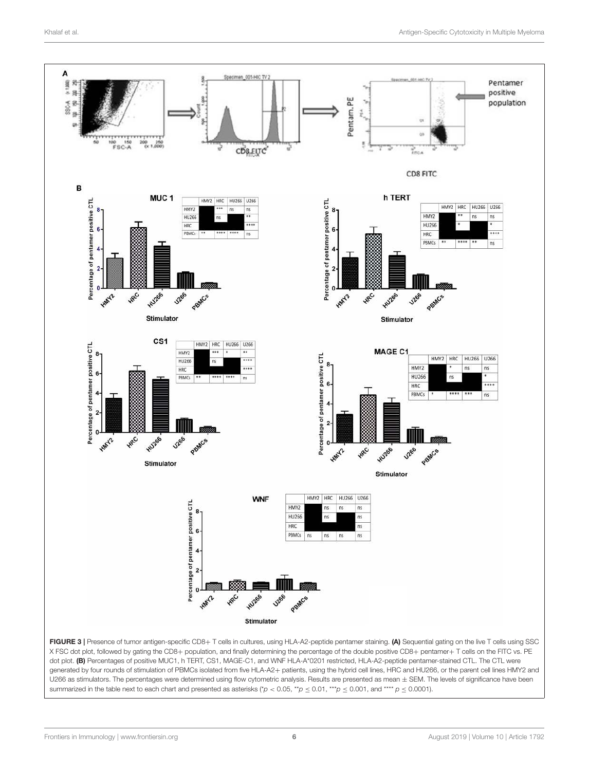**FIGURE 3 |** Presence of tumor antigen-specific CD8+ T cells in cultures, using HLA-A2-peptide pentamer staining. **(A)** Sequential gating on the live T cells using SSC X FSC dot plot, followed by gating the CD8+ population, and finally determining the percentage of the double positive CD8+ pentamer+ T cells on the FITC vs. PE dot plot. **(B)** Percentages of positive MUC1, h TERT, CS1, MAGE-C1, and WNF HLA-A*0201 restricted, HLA-A2-peptide pentamer-stained CTL. The CTL were generated by four rounds of stimulation of PBMCs isolated from five HLA-A2+ patients, using the hybrid cell lines, HRC and HU266, or the parent cell lines HMY2 and U266 as stimulators. The percentages were determined using flow cytometric analysis. Results are presented as mean ± SEM. The levels of significance have been summarized in the table next to each chart and presented as asterisks (*$p < 0.05$, **$p \leq 0.01$, ***$p \leq 0.001$, and **** $p \leq 0.0001$).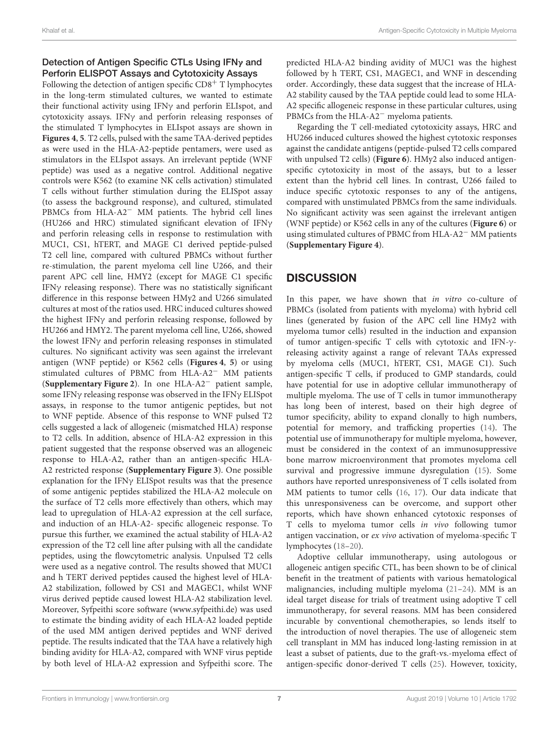### Detection of Antigen Specific CTLs Using IFNγ and Perforin ELISPOT Assays and Cytotoxicity Assays

Following the detection of antigen specific $CD8^{+}$ T lymphocytes in the long-term stimulated cultures, we wanted to estimate their functional activity using IFNγ and perforin ELIspot, and cytotoxicity assays. IFNγ and perforin releasing responses of the stimulated T lymphocytes in ELIspot assays are shown in **Figures 4**, **5**. T2 cells, pulsed with the same TAA-derived peptides as were used in the HLA-A2-peptide pentamers, were used as stimulators in the ELIspot assays. An irrelevant peptide (WNF peptide) was used as a negative control. Additional negative controls were K562 (to examine NK cells activation) stimulated T cells without further stimulation during the ELISpot assay (to assess the background response), and cultured, stimulated PBMCs from HLA-$A2^{-}$ MM patients. The hybrid cell lines (HU266 and HRC) stimulated significant elevation of IFNγ and perforin releasing cells in response to restimulation with MUC1, CS1, hTERT, and MAGE C1 derived peptide-pulsed T2 cell line, compared with cultured PBMCs without further re-stimulation, the parent myeloma cell line U266, and their parent APC cell line, HMY2 (except for MAGE C1 specific IFNγ releasing response). There was no statistically significant difference in this response between HMy2 and U266 simulated cultures at most of the ratios used. HRC induced cultures showed the highest IFNγ and perforin releasing response, followed by HU266 and HMY2. The parent myeloma cell line, U266, showed the lowest IFNγ and perforin releasing responses in stimulated cultures. No significant activity was seen against the irrelevant antigen (WNF peptide) or K562 cells (**Figures 4**, **5**) or using stimulated cultures of PBMC from HLA-$A2^{-}$ MM patients (**Supplementary Figure 2**). In one HLA-$A2^{-}$ patient sample, some IFNγ releasing response was observed in the IFNγ ELISpot assays, in response to the tumor antigenic peptides, but not to WNF peptide. Absence of this response to WNF pulsed T2 cells suggested a lack of allogeneic (mismatched HLA) response to T2 cells. In addition, absence of HLA-A2 expression in this patient suggested that the response observed was an allogeneic response to HLA-A2, rather than an antigen-specific HLA-A2 restricted response (**Supplementary Figure 3**). One possible explanation for the IFNγ ELISpot results was that the presence of some antigenic peptides stabilized the HLA-A2 molecule on the surface of T2 cells more effectively than others, which may lead to upregulation of HLA-A2 expression at the cell surface, and induction of an HLA-A2- specific allogeneic response. To pursue this further, we examined the actual stability of HLA-A2 expression of the T2 cell line after pulsing with all the candidate peptides, using the flowcytometric analysis. Unpulsed T2 cells were used as a negative control. The results showed that MUC1 and h TERT derived peptides caused the highest level of HLA-A2 stabilization, followed by CS1 and MAGEC1, whilst WNF virus derived peptide caused lowest HLA-A2 stabilization level. Moreover, Syfpeithi score software (www.syfpeithi.de) was used to estimate the binding avidity of each HLA-A2 loaded peptide of the used MM antigen derived peptides and WNF derived peptide. The results indicated that the TAA have a relatively high binding avidity for HLA-A2, compared with WNF virus peptide by both level of HLA-A2 expression and Syfpeithi score. The predicted HLA-A2 binding avidity of MUC1 was the highest followed by h TERT, CS1, MAGEC1, and WNF in descending order. Accordingly, these data suggest that the increase of HLA-A2 stability caused by the TAA peptide could lead to some HLA-A2 specific allogeneic response in these particular cultures, using PBMCs from the HLA-$A2^{-}$ myeloma patients.

Regarding the T cell-mediated cytotoxicity assays, HRC and HU266 induced cultures showed the highest cytotoxic responses against the candidate antigens (peptide-pulsed T2 cells compared with unpulsed T2 cells) (**Figure 6**). HMy2 also induced antigen-specific cytotoxicity in most of the assays, but to a lesser extent than the hybrid cell lines. In contrast, U266 failed to induce specific cytotoxic responses to any of the antigens, compared with unstimulated PBMCs from the same individuals. No significant activity was seen against the irrelevant antigen (WNF peptide) or K562 cells in any of the cultures (**Figure 6**) or using stimulated cultures of PBMC from HLA-$A2^{-}$ MM patients (**Supplementary Figure 4**).

## DISCUSSION

In this paper, we have shown that *in vitro* co-culture of PBMCs (isolated from patients with myeloma) with hybrid cell lines (generated by fusion of the APC cell line HMy2 with myeloma tumor cells) resulted in the induction and expansion of tumor antigen-specific T cells with cytotoxic and IFN-γ-releasing activity against a range of relevant TAAs expressed by myeloma cells (MUC1, hTERT, CS1, MAGE C1). Such antigen-specific T cells, if produced to GMP standards, could have potential for use in adoptive cellular immunotherapy of multiple myeloma. The use of T cells in tumor immunotherapy has long been of interest, based on their high degree of tumor specificity, ability to expand clonally to high numbers, potential for memory, and trafficking properties (14). The potential use of immunotherapy for multiple myeloma, however, must be considered in the context of an immunosuppressive bone marrow microenvironment that promotes myeloma cell survival and progressive immune dysregulation (15). Some authors have reported unresponsiveness of T cells isolated from MM patients to tumor cells (16, 17). Our data indicate that this unresponsiveness can be overcome, and support other reports, which have shown enhanced cytotoxic responses of T cells to myeloma tumor cells *in vivo* following tumor antigen vaccination, or *ex vivo* activation of myeloma-specific T lymphocytes (18–20).

Adoptive cellular immunotherapy, using autologous or allogeneic antigen specific CTL, has been shown to be of clinical benefit in the treatment of patients with various hematological malignancies, including multiple myeloma (21–24). MM is an ideal target disease for trials of treatment using adoptive T cell immunotherapy, for several reasons. MM has been considered incurable by conventional chemotherapies, so lends itself to the introduction of novel therapies. The use of allogeneic stem cell transplant in MM has induced long-lasting remission in at least a subset of patients, due to the graft-vs.-myeloma effect of antigen-specific donor-derived T cells (25). However, toxicity,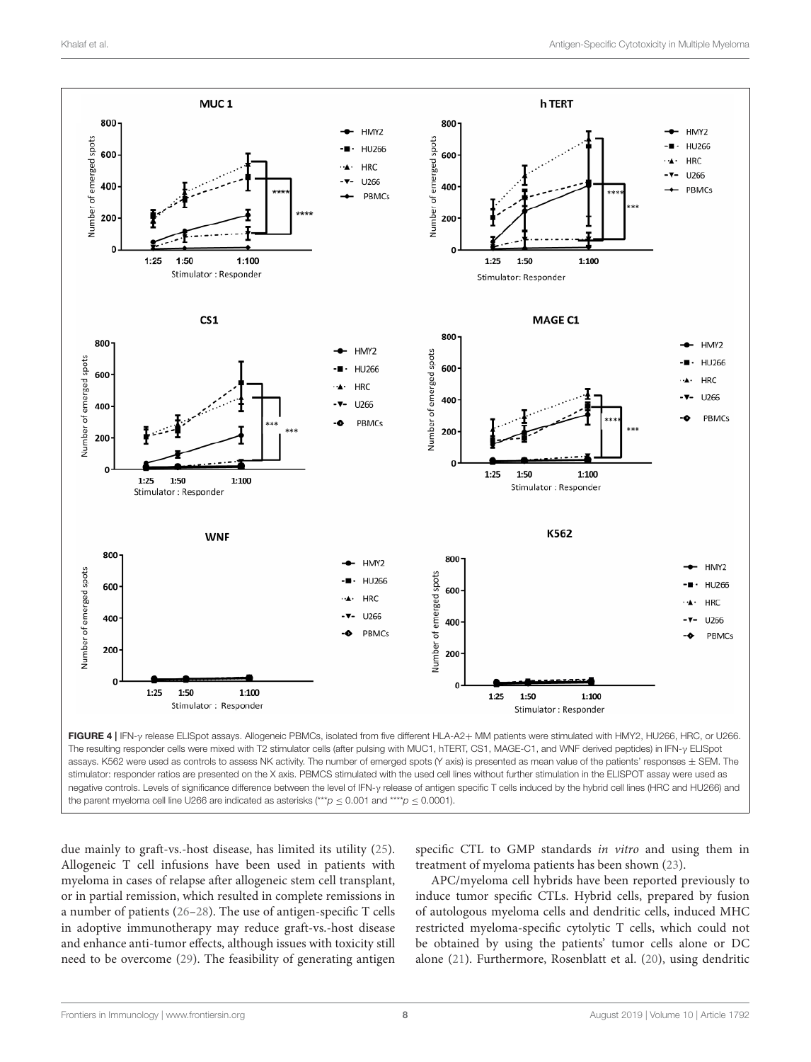**FIGURE 4 |** IFN-γ release ELISpot assays. Allogeneic PBMCs, isolated from five different HLA-A2+ MM patients were stimulated with HMY2, HU266, HRC, or U266. The resulting responder cells were mixed with T2 stimulator cells (after pulsing with MUC1, hTERT, CS1, MAGE-C1, and WNF derived peptides) in IFN-γ ELISpot assays. K562 were used as controls to assess NK activity. The number of emerged spots (Y axis) is presented as mean value of the patients' responses ± SEM. The stimulator: responder ratios are presented on the X axis. PBMCS stimulated with the used cell lines without further stimulation in the ELISPOT assay were used as negative controls. Levels of significance difference between the level of IFN-γ release of antigen specific T cells induced by the hybrid cell lines (HRC and HU266) and the parent myeloma cell line U266 are indicated as asterisks (***$p \leq 0.001$ and ****$p \leq 0.0001$).

due mainly to graft-vs.-host disease, has limited its utility (25). Allogeneic T cell infusions have been used in patients with myeloma in cases of relapse after allogeneic stem cell transplant, or in partial remission, which resulted in complete remissions in a number of patients (26–28). The use of antigen-specific T cells in adoptive immunotherapy may reduce graft-vs.-host disease and enhance anti-tumor effects, although issues with toxicity still need to be overcome (29). The feasibility of generating antigen specific CTL to GMP standards *in vitro* and using them in treatment of myeloma patients has been shown (23).

APC/myeloma cell hybrids have been reported previously to induce tumor specific CTLs. Hybrid cells, prepared by fusion of autologous myeloma cells and dendritic cells, induced MHC restricted myeloma-specific cytolytic T cells, which could not be obtained by using the patients' tumor cells alone or DC alone (21). Furthermore, Rosenblatt et al. (20), using dendritic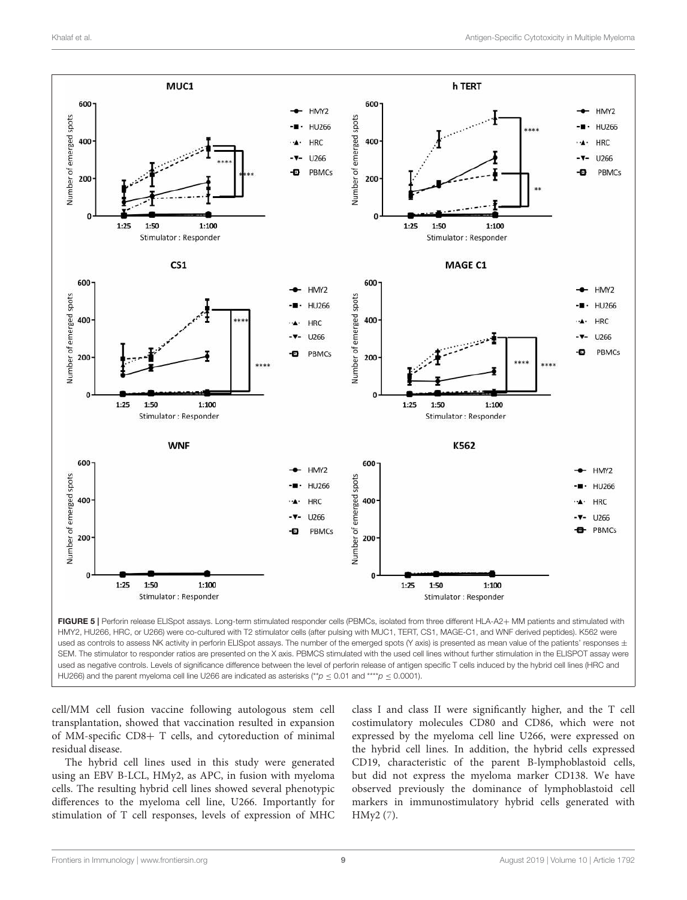FIGURE 5 | Perforin release ELISpot assays. Long-term stimulated responder cells (PBMCs, isolated from three different HLA-A2+ MM patients and stimulated with HMY2, HU266, HRC, or U266) were co-cultured with T2 stimulator cells (after pulsing with MUC1, TERT, CS1, MAGE-C1, and WNF derived peptides). K562 were used as controls to assess NK activity in perforin ELISpot assays. The number of the emerged spots (Y axis) is presented as mean value of the patients' responses ± SEM. The stimulator to responder ratios are presented on the X axis. PBMCs stimulated with the used cell lines without further stimulation in the ELISPOT assay were used as negative controls. Levels of significance difference between the level of perforin release of antigen specific T cells induced by the hybrid cell lines (HRC and HU266) and the parent myeloma cell line U266 are indicated as asterisks (**$p \leq 0.01$ and ****$p \leq 0.0001$).

cell/MM cell fusion vaccine following autologous stem cell transplantation, showed that vaccination resulted in expansion of MM-specific CD8+ T cells, and cytoreduction of minimal residual disease.

The hybrid cell lines used in this study were generated using an EBV B-LCL, HMy2, as APC, in fusion with myeloma cells. The resulting hybrid cell lines showed several phenotypic differences to the myeloma cell line, U266. Importantly for stimulation of T cell responses, levels of expression of MHC class I and class II were significantly higher, and the T cell costimulatory molecules CD80 and CD86, which were not expressed by the myeloma cell line U266, were expressed on the hybrid cell lines. In addition, the hybrid cells expressed CD19, characteristic of the parent B-lymphoblastoid cells, but did not express the myeloma marker CD138. We have observed previously the dominance of lymphoblastoid cell markers in immunostimulatory hybrid cells generated with HMy2 (7).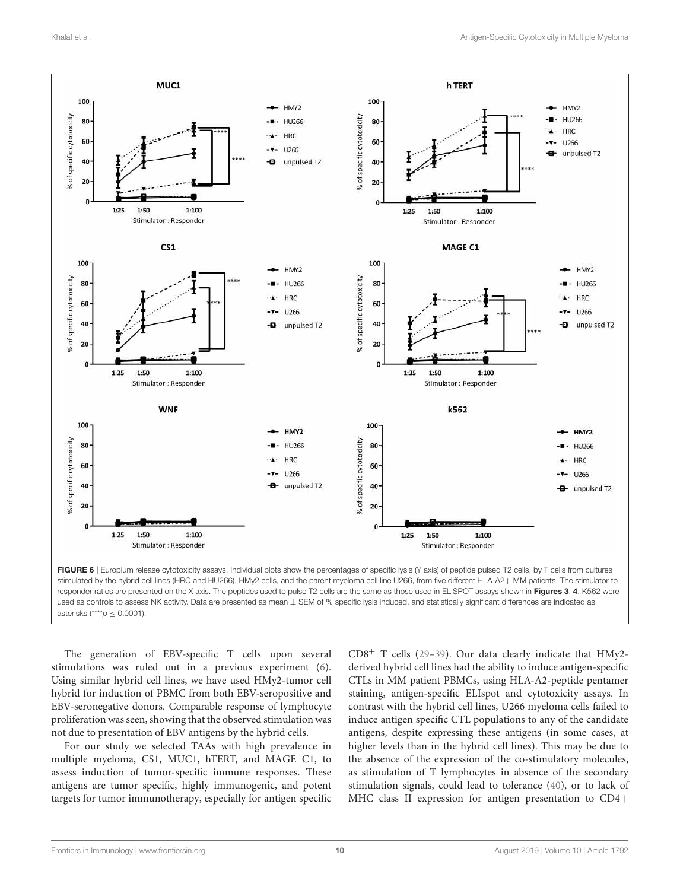**FIGURE 6** | Europium release cytotoxicity assays. Individual plots show the percentages of specific lysis (Y axis) of peptide pulsed T2 cells, by T cells from cultures stimulated by the hybrid cell lines (HRC and HU266), HMy2 cells, and the parent myeloma cell line U266, from five different HLA-A2+ MM patients. The stimulator to responder ratios are presented on the X axis. The peptides used to pulse T2 cells are the same as those used in ELISPOT assays shown in **Figures 3**, **4**. K562 were used as controls to assess NK activity. Data are presented as mean ± SEM of % specific lysis induced, and statistically significant differences are indicated as asterisks (****$p \leq 0.0001$).

The generation of EBV-specific T cells upon several stimulations was ruled out in a previous experiment (6). Using similar hybrid cell lines, we have used HMy2-tumor cell hybrid for induction of PBMC from both EBV-seropositive and EBV-seronegative donors. Comparable response of lymphocyte proliferation was seen, showing that the observed stimulation was not due to presentation of EBV antigens by the hybrid cells.

For our study we selected TAAs with high prevalence in multiple myeloma, CS1, MUC1, hTERT, and MAGE C1, to assess induction of tumor-specific immune responses. These antigens are tumor specific, highly immunogenic, and potent targets for tumor immunotherapy, especially for antigen specific $CD8^{+}$ T cells (29–39). Our data clearly indicate that HMy2-derived hybrid cell lines had the ability to induce antigen-specific CTLs in MM patient PBMCs, using HLA-A2-peptide pentamer staining, antigen-specific ELIspot and cytotoxicity assays. In contrast with the hybrid cell lines, U266 myeloma cells failed to induce antigen specific CTL populations to any of the candidate antigens, despite expressing these antigens (in some cases, at higher levels than in the hybrid cell lines). This may be due to the absence of the expression of the co-stimulatory molecules, as stimulation of T lymphocytes in absence of the secondary stimulation signals, could lead to tolerance (40), or to lack of MHC class II expression for antigen presentation to CD4+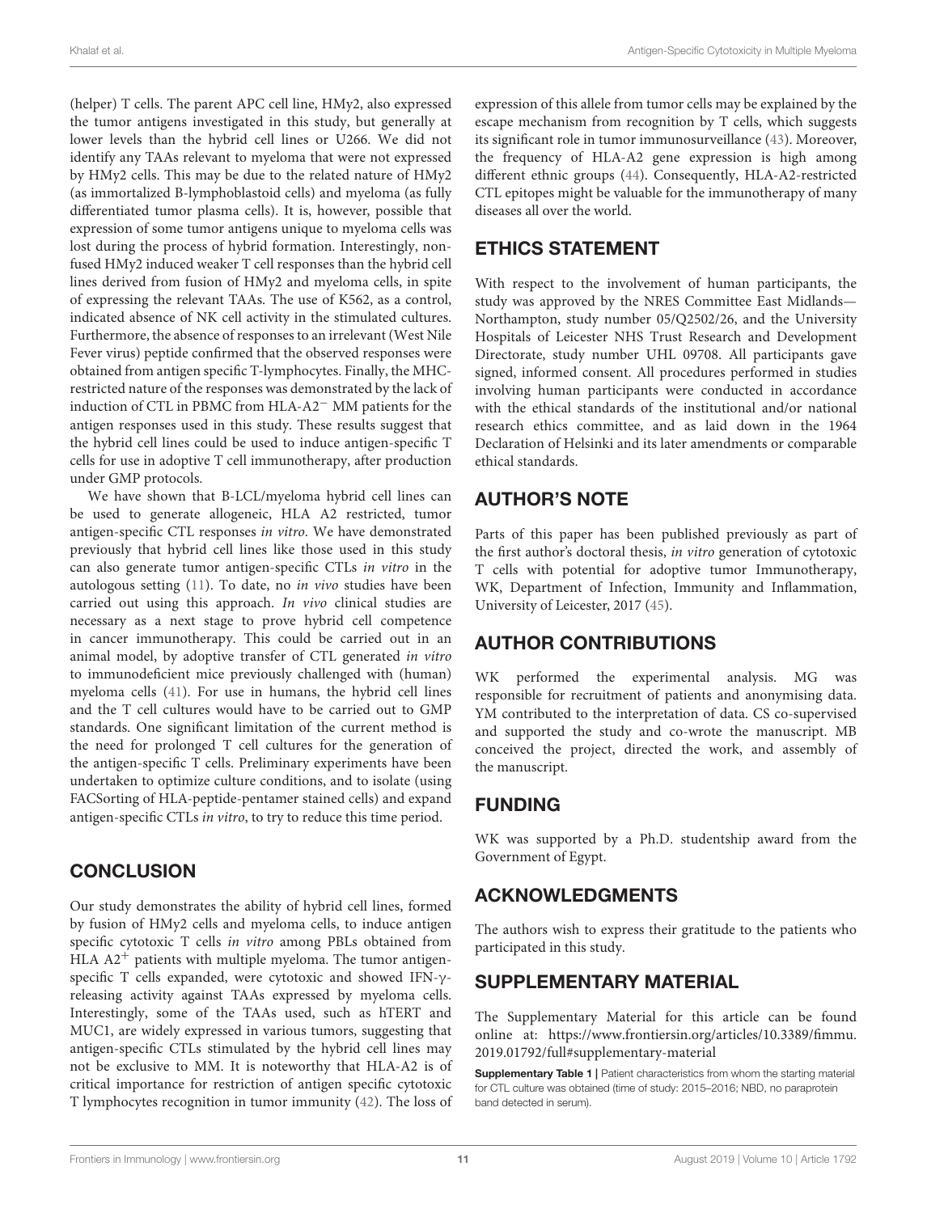(helper) T cells. The parent APC cell line, HMy2, also expressed the tumor antigens investigated in this study, but generally at lower levels than the hybrid cell lines or U266. We did not identify any TAAs relevant to myeloma that were not expressed by HMy2 cells. This may be due to the related nature of HMy2 (as immortalized B-lymphoblastoid cells) and myeloma (as fully differentiated tumor plasma cells). It is, however, possible that expression of some tumor antigens unique to myeloma cells was lost during the process of hybrid formation. Interestingly, non-fused HMy2 induced weaker T cell responses than the hybrid cell lines derived from fusion of HMy2 and myeloma cells, in spite of expressing the relevant TAAs. The use of K562, as a control, indicated absence of NK cell activity in the stimulated cultures. Furthermore, the absence of responses to an irrelevant (West Nile Fever virus) peptide confirmed that the observed responses were obtained from antigen specific T-lymphocytes. Finally, the MHC-restricted nature of the responses was demonstrated by the lack of induction of CTL in PBMC from HLA-A2$^{-}$ MM patients for the antigen responses used in this study. These results suggest that the hybrid cell lines could be used to induce antigen-specific T cells for use in adoptive T cell immunotherapy, after production under GMP protocols.

We have shown that B-LCL/myeloma hybrid cell lines can be used to generate allogeneic, HLA A2 restricted, tumor antigen-specific CTL responses *in vitro*. We have demonstrated previously that hybrid cell lines like those used in this study can also generate tumor antigen-specific CTLs *in vitro* in the autologous setting (11). To date, no *in vivo* studies have been carried out using this approach. *In vivo* clinical studies are necessary as a next stage to prove hybrid cell competence in cancer immunotherapy. This could be carried out in an animal model, by adoptive transfer of CTL generated *in vitro* to immunodeficient mice previously challenged with (human) myeloma cells (41). For use in humans, the hybrid cell lines and the T cell cultures would have to be carried out to GMP standards. One significant limitation of the current method is the need for prolonged T cell cultures for the generation of the antigen-specific T cells. Preliminary experiments have been undertaken to optimize culture conditions, and to isolate (using FACSorting of HLA-peptide-pentamer stained cells) and expand antigen-specific CTLs *in vitro*, to try to reduce this time period.

## CONCLUSION

Our study demonstrates the ability of hybrid cell lines, formed by fusion of HMy2 cells and myeloma cells, to induce antigen specific cytotoxic T cells *in vitro* among PBLs obtained from HLA A2$^{+}$ patients with multiple myeloma. The tumor antigen-specific T cells expanded, were cytotoxic and showed IFN-γ-releasing activity against TAAs expressed by myeloma cells. Interestingly, some of the TAAs used, such as hTERT and MUC1, are widely expressed in various tumors, suggesting that antigen-specific CTLs stimulated by the hybrid cell lines may not be exclusive to MM. It is noteworthy that HLA-A2 is of critical importance for restriction of antigen specific cytotoxic T lymphocytes recognition in tumor immunity (42). The loss of expression of this allele from tumor cells may be explained by the escape mechanism from recognition by T cells, which suggests its significant role in tumor immunosurveillance (43). Moreover, the frequency of HLA-A2 gene expression is high among different ethnic groups (44). Consequently, HLA-A2-restricted CTL epitopes might be valuable for the immunotherapy of many diseases all over the world.

## ETHICS STATEMENT

With respect to the involvement of human participants, the study was approved by the NRES Committee East Midlands—Northampton, study number 05/Q2502/26, and the University Hospitals of Leicester NHS Trust Research and Development Directorate, study number UHL 09708. All participants gave signed, informed consent. All procedures performed in studies involving human participants were conducted in accordance with the ethical standards of the institutional and/or national research ethics committee, and as laid down in the 1964 Declaration of Helsinki and its later amendments or comparable ethical standards.

## AUTHOR'S NOTE

Parts of this paper has been published previously as part of the first author's doctoral thesis, *in vitro* generation of cytotoxic T cells with potential for adoptive tumor Immunotherapy, WK, Department of Infection, Immunity and Inflammation, University of Leicester, 2017 (45).

## AUTHOR CONTRIBUTIONS

WK performed the experimental analysis. MG was responsible for recruitment of patients and anonymising data. YM contributed to the interpretation of data. CS co-supervised and supported the study and co-wrote the manuscript. MB conceived the project, directed the work, and assembly of the manuscript.

## FUNDING

WK was supported by a Ph.D. studentship award from the Government of Egypt.

## ACKNOWLEDGMENTS

The authors wish to express their gratitude to the patients who participated in this study.

## SUPPLEMENTARY MATERIAL

The Supplementary Material for this article can be found online at: https://www.frontiersin.org/articles/10.3389/fimmu.2019.01792/full#supplementary-material

**Supplementary Table 1 |** Patient characteristics from whom the starting material for CTL culture was obtained (time of study: 2015–2016; NBD, no paraprotein band detected in serum).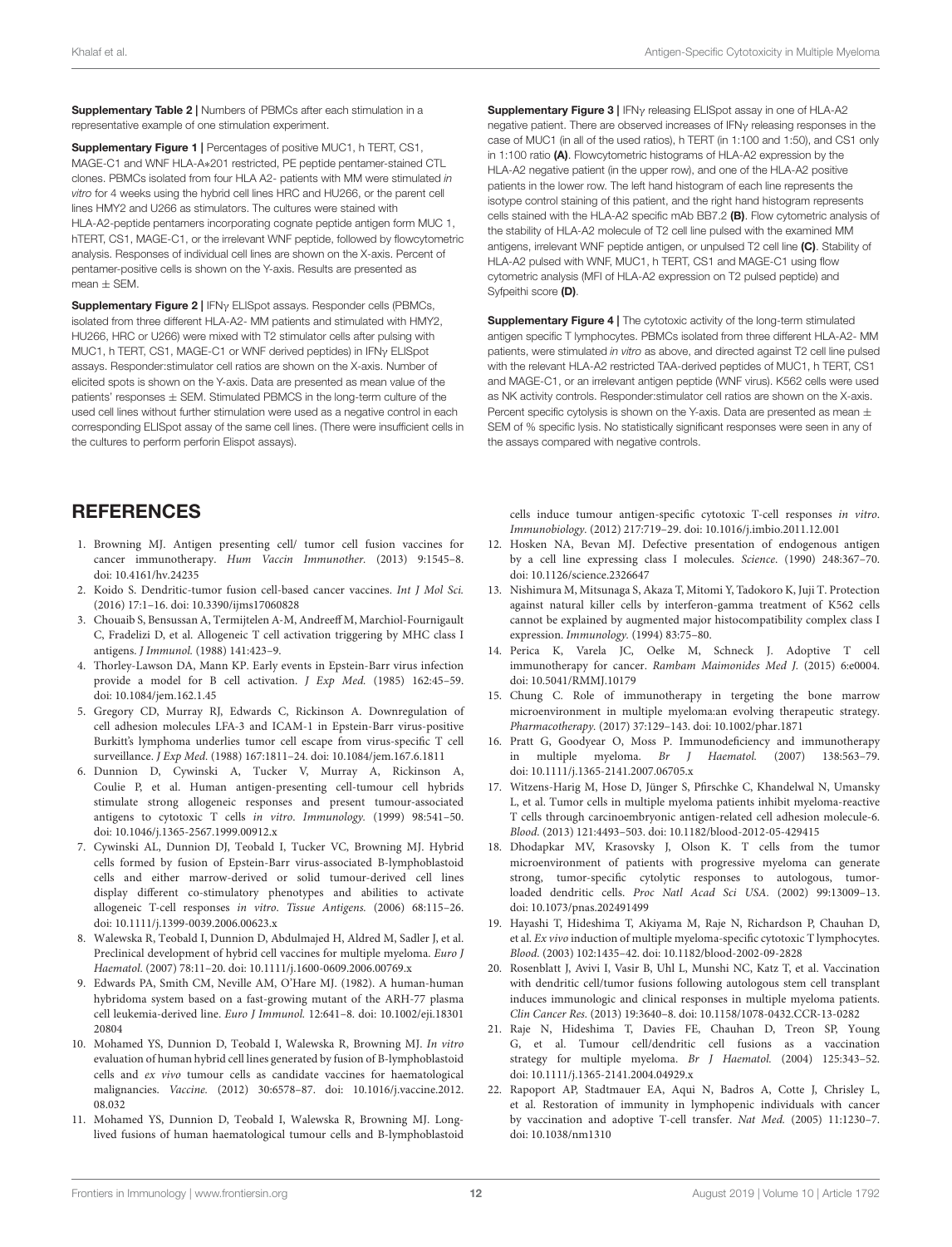**Supplementary Table 2 |** Numbers of PBMCs after each stimulation in a representative example of one stimulation experiment.

**Supplementary Figure 1 |** Percentages of positive MUC1, h TERT, CS1, MAGE-C1 and WNF HLA-A*201 restricted, PE peptide pentamer-stained CTL clones. PBMCs isolated from four HLA A2- patients with MM were stimulated *in vitro* for 4 weeks using the hybrid cell lines HRC and HU266, or the parent cell lines HMY2 and U266 as stimulators. The cultures were stained with HLA-A2-peptide pentamers incorporating cognate peptide antigen form MUC 1, hTERT, CS1, MAGE-C1, or the irrelevant WNF peptide, followed by flowcytometric analysis. Responses of individual cell lines are shown on the X-axis. Percent of pentamer-positive cells is shown on the Y-axis. Results are presented as mean ± SEM.

**Supplementary Figure 2 |** IFNγ ELISpot assays. Responder cells (PBMCs, isolated from three different HLA-A2- MM patients and stimulated with HMY2, HU266, HRC or U266) were mixed with T2 stimulator cells after pulsing with MUC1, h TERT, CS1, MAGE-C1 or WNF derived peptides) in IFNγ ELISpot assays. Responder:stimulator cell ratios are shown on the X-axis. Number of elicited spots is shown on the Y-axis. Data are presented as mean value of the patients' responses ± SEM. Stimulated PBMCS in the long-term culture of the used cell lines without further stimulation were used as a negative control in each corresponding ELISpot assay of the same cell lines. (There were insufficient cells in the cultures to perform perforin Elispot assays).

**Supplementary Figure 3 |** IFNγ releasing ELISpot assay in one of HLA-A2 negative patient. There are observed increases of IFNγ releasing responses in the case of MUC1 (in all of the used ratios), h TERT (in 1:100 and 1:50), and CS1 only in 1:100 ratio **(A)**. Flowcytometric histograms of HLA-A2 expression by the HLA-A2 negative patient (in the upper row), and one of the HLA-A2 positive patients in the lower row. The left hand histogram of each line represents the isotype control staining of this patient, and the right hand histogram represents cells stained with the HLA-A2 specific mAb BB7.2 **(B)**. Flow cytometric analysis of the stability of HLA-A2 molecule of T2 cell line pulsed with the examined MM antigens, irrelevant WNF peptide antigen, or unpulsed T2 cell line **(C)**. Stability of HLA-A2 pulsed with WNF, MUC1, h TERT, CS1 and MAGE-C1 using flow cytometric analysis (MFI of HLA-A2 expression on T2 pulsed peptide) and Syfpeithi score **(D)**.

**Supplementary Figure 4 |** The cytotoxic activity of the long-term stimulated antigen specific T lymphocytes. PBMCs isolated from three different HLA-A2- MM patients, were stimulated *in vitro* as above, and directed against T2 cell line pulsed with the relevant HLA-A2 restricted TAA-derived peptides of MUC1, h TERT, CS1 and MAGE-C1, or an irrelevant antigen peptide (WNF virus). K562 cells were used as NK activity controls. Responder:stimulator cell ratios are shown on the X-axis. Percent specific cytolysis is shown on the Y-axis. Data are presented as mean ± SEM of % specific lysis. No statistically significant responses were seen in any of the assays compared with negative controls.

## REFERENCES

1. Browning MJ. Antigen presenting cell/ tumor cell fusion vaccines for cancer immunotherapy. *Hum Vaccin Immunother.* (2013) 9:1545–8. doi: 10.4161/hv.24235
2. Koido S. Dendritic-tumor fusion cell-based cancer vaccines. *Int J Mol Sci.* (2016) 17:1–16. doi: 10.3390/ijms17060828
3. Chouaib S, Bensussan A, Termijtelen A-M, Andreeff M, Marchiol-Fournigault C, Fradelizi D, et al. Allogeneic T cell activation triggering by MHC class I antigens. *J Immunol.* (1988) 141:423–9.
4. Thorley-Lawson DA, Mann KP. Early events in Epstein-Barr virus infection provide a model for B cell activation. *J Exp Med.* (1985) 162:45–59. doi: 10.1084/jem.162.1.45
5. Gregory CD, Murray RJ, Edwards C, Rickinson A. Downregulation of cell adhesion molecules LFA-3 and ICAM-1 in Epstein-Barr virus-positive Burkitt's lymphoma underlies tumor cell escape from virus-specific T cell surveillance. *J Exp Med.* (1988) 167:1811–24. doi: 10.1084/jem.167.6.1811
6. Dunnion D, Cywinski A, Tucker V, Murray A, Rickinson A, Coulie P, et al. Human antigen-presenting cell-tumour cell hybrids stimulate strong allogeneic responses and present tumour-associated antigens to cytotoxic T cells *in vitro*. *Immunology.* (1999) 98:541–50. doi: 10.1046/j.1365-2567.1999.00912.x
7. Cywinski AL, Dunnion DJ, Teobald I, Tucker VC, Browning MJ. Hybrid cells formed by fusion of Epstein-Barr virus-associated B-lymphoblastoid cells and either marrow-derived or solid tumour-derived cell lines display different co-stimulatory phenotypes and abilities to activate allogeneic T-cell responses *in vitro*. *Tissue Antigens.* (2006) 68:115–26. doi: 10.1111/j.1399-0039.2006.00623.x
8. Walewska R, Teobald I, Dunnion D, Abdulmajed H, Aldred M, Sadler J, et al. Preclinical development of hybrid cell vaccines for multiple myeloma. *Euro J Haematol.* (2007) 78:11–20. doi: 10.1111/j.1600-0609.2006.00769.x
9. Edwards PA, Smith CM, Neville AM, O'Hare MJ. (1982). A human-human hybridoma system based on a fast-growing mutant of the ARH-77 plasma cell leukemia-derived line. *Euro J Immunol.* 12:641–8. doi: 10.1002/eji.18301 20804
10. Mohamed YS, Dunnion D, Teobald I, Walewska R, Browning MJ. *In vitro* evaluation of human hybrid cell lines generated by fusion of B-lymphoblastoid cells and *ex vivo* tumour cells as candidate vaccines for haematological malignancies. *Vaccine.* (2012) 30:6578–87. doi: 10.1016/j.vaccine.2012.08.032
11. Mohamed YS, Dunnion D, Teobald I, Walewska R, Browning MJ. Long-lived fusions of human haematological tumour cells and B-lymphoblastoid cells induce tumour antigen-specific cytotoxic T-cell responses *in vitro*. *Immunobiology.* (2012) 217:719–29. doi: 10.1016/j.imbio.2011.12.001
12. Hosken NA, Bevan MJ. Defective presentation of endogenous antigen by a cell line expressing class I molecules. *Science.* (1990) 248:367–70. doi: 10.1126/science.2326647
13. Nishimura M, Mitsunaga S, Akaza T, Mitomi Y, Tadokoro K, Juji T. Protection against natural killer cells by interferon-gamma treatment of K562 cells cannot be explained by augmented major histocompatibility complex class I expression. *Immunology.* (1994) 83:75–80.
14. Perica K, Varela JC, Oelke M, Schneck J. Adoptive T cell immunotherapy for cancer. *Rambam Maimonides Med J.* (2015) 6:e0004. doi: 10.5041/RMMJ.10179
15. Chung C. Role of immunotherapy in tergeting the bone marrow microenvironment in multiple myeloma:an evolving therapeutic strategy. *Pharmacotherapy.* (2017) 37:129–143. doi: 10.1002/phar.1871
16. Pratt G, Goodyear O, Moss P. Immunodeficiency and immunotherapy in multiple myeloma. *Br J Haematol.* (2007) 138:563–79. doi: 10.1111/j.1365-2141.2007.06705.x
17. Witzens-Harig M, Hose D, Jünger S, Pfirschke C, Khandelwal N, Umansky L, et al. Tumor cells in multiple myeloma patients inhibit myeloma-reactive T cells through carcinoembryonic antigen-related cell adhesion molecule-6. *Blood.* (2013) 121:4493–503. doi: 10.1182/blood-2012-05-429415
18. Dhodapkar MV, Krasovsky J, Olson K. T cells from the tumor microenvironment of patients with progressive myeloma can generate strong, tumor-specific cytolytic responses to autologous, tumor-loaded dendritic cells. *Proc Natl Acad Sci USA.* (2002) 99:13009–13. doi: 10.1073/pnas.202491499
19. Hayashi T, Hideshima T, Akiyama M, Raje N, Richardson P, Chauhan D, et al. *Ex vivo* induction of multiple myeloma-specific cytotoxic T lymphocytes. *Blood.* (2003) 102:1435–42. doi: 10.1182/blood-2002-09-2828
20. Rosenblatt J, Avivi I, Vasir B, Uhl L, Munshi NC, Katz T, et al. Vaccination with dendritic cell/tumor fusions following autologous stem cell transplant induces immunologic and clinical responses in multiple myeloma patients. *Clin Cancer Res.* (2013) 19:3640–8. doi: 10.1158/1078-0432.CCR-13-0282
21. Raje N, Hideshima T, Davies FE, Chauhan D, Treon SP, Young G, et al. Tumour cell/dendritic cell fusions as a vaccination strategy for multiple myeloma. *Br J Haematol.* (2004) 125:343–52. doi: 10.1111/j.1365-2141.2004.04929.x
22. Rapoport AP, Stadtmauer EA, Aqui N, Badros A, Cotte J, Chrisley L, et al. Restoration of immunity in lymphopenic individuals with cancer by vaccination and adoptive T-cell transfer. *Nat Med.* (2005) 11:1230–7. doi: 10.1038/nm1310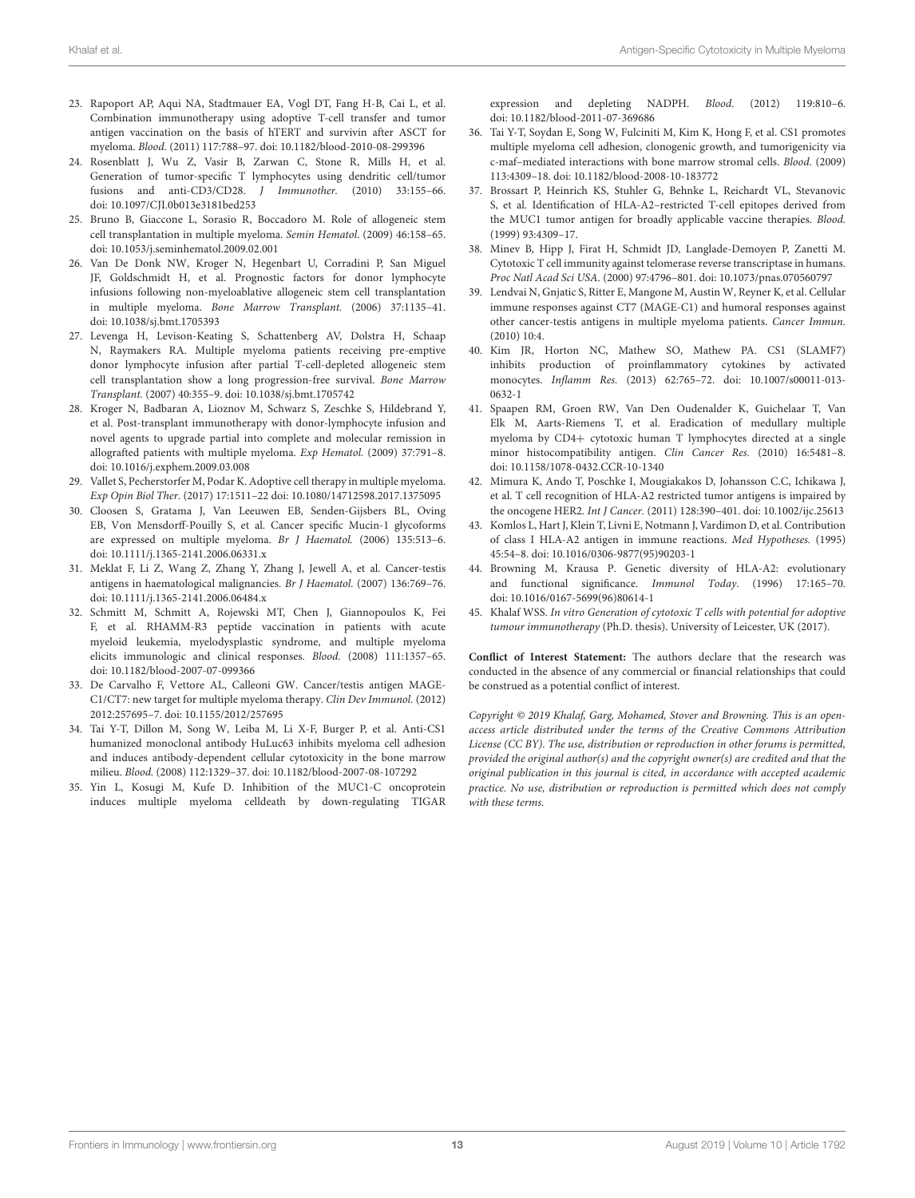23. Rapoport AP, Aqui NA, Stadtmauer EA, Vogl DT, Fang H-B, Cai L, et al. Combination immunotherapy using adoptive T-cell transfer and tumor antigen vaccination on the basis of hTERT and survivin after ASCT for myeloma. *Blood.* (2011) 117:788–97. doi: 10.1182/blood-2010-08-299396
24. Rosenblatt J, Wu Z, Vasir B, Zarwan C, Stone R, Mills H, et al. Generation of tumor-specific T lymphocytes using dendritic cell/tumor fusions and anti-CD3/CD28. *J Immunother.* (2010) 33:155–66. doi: 10.1097/CJI.0b013e3181bed253
25. Bruno B, Giaccone L, Sorasio R, Boccadoro M. Role of allogeneic stem cell transplantation in multiple myeloma. *Semin Hematol.* (2009) 46:158–65. doi: 10.1053/j.seminhematol.2009.02.001
26. Van De Donk NW, Kroger N, Hegenbart U, Corradini P, San Miguel JF, Goldschmidt H, et al. Prognostic factors for donor lymphocyte infusions following non-myeloablative allogeneic stem cell transplantation in multiple myeloma. *Bone Marrow Transplant.* (2006) 37:1135–41. doi: 10.1038/sj.bmt.1705393
27. Levenga H, Levison-Keating S, Schattenberg AV, Dolstra H, Schaap N, Raymakers RA. Multiple myeloma patients receiving pre-emptive donor lymphocyte infusion after partial T-cell-depleted allogeneic stem cell transplantation show a long progression-free survival. *Bone Marrow Transplant.* (2007) 40:355–9. doi: 10.1038/sj.bmt.1705742
28. Kroger N, Badbaran A, Lioznov M, Schwarz S, Zeschke S, Hildebrand Y, et al. Post-transplant immunotherapy with donor-lymphocyte infusion and novel agents to upgrade partial into complete and molecular remission in allografted patients with multiple myeloma. *Exp Hematol.* (2009) 37:791–8. doi: 10.1016/j.exphem.2009.03.008
29. Vallet S, Pecherstorfer M, Podar K. Adoptive cell therapy in multiple myeloma. *Exp Opin Biol Ther.* (2017) 17:1511–22 doi: 10.1080/14712598.2017.1375095
30. Cloosen S, Gratama J, Van Leeuwen EB, Senden-Gijsbers BL, Oving EB, Von Mensdorff-Pouilly S, et al. Cancer specific Mucin-1 glycoforms are expressed on multiple myeloma. *Br J Haematol.* (2006) 135:513–6. doi: 10.1111/j.1365-2141.2006.06331.x
31. Meklat F, Li Z, Wang Z, Zhang Y, Zhang J, Jewell A, et al. Cancer-testis antigens in haematological malignancies. *Br J Haematol.* (2007) 136:769–76. doi: 10.1111/j.1365-2141.2006.06484.x
32. Schmitt M, Schmitt A, Rojewski MT, Chen J, Giannopoulos K, Fei F, et al. RHAMM-R3 peptide vaccination in patients with acute myeloid leukemia, myelodysplastic syndrome, and multiple myeloma elicits immunologic and clinical responses. *Blood.* (2008) 111:1357–65. doi: 10.1182/blood-2007-07-099366
33. De Carvalho F, Vettore AL, Calleoni GW. Cancer/testis antigen MAGE-C1/CT7: new target for multiple myeloma therapy. *Clin Dev Immunol.* (2012) 2012:257695–7. doi: 10.1155/2012/257695
34. Tai Y-T, Dillon M, Song W, Leiba M, Li X-F, Burger P, et al. Anti-CS1 humanized monoclonal antibody HuLuc63 inhibits myeloma cell adhesion and induces antibody-dependent cellular cytotoxicity in the bone marrow milieu. *Blood.* (2008) 112:1329–37. doi: 10.1182/blood-2007-08-107292
35. Yin L, Kosugi M, Kufe D. Inhibition of the MUC1-C oncoprotein induces multiple myeloma celldeath by down-regulating TIGAR expression and depleting NADPH. *Blood.* (2012) 119:810–6. doi: 10.1182/blood-2011-07-369686
36. Tai Y-T, Soydan E, Song W, Fulciniti M, Kim K, Hong F, et al. CS1 promotes multiple myeloma cell adhesion, clonogenic growth, and tumorigenicity via c-maf–mediated interactions with bone marrow stromal cells. *Blood.* (2009) 113:4309–18. doi: 10.1182/blood-2008-10-183772
37. Brossart P, Heinrich KS, Stuhler G, Behnke L, Reichardt VL, Stevanovic S, et al. Identification of HLA-A2–restricted T-cell epitopes derived from the MUC1 tumor antigen for broadly applicable vaccine therapies. *Blood.* (1999) 93:4309–17.
38. Minev B, Hipp J, Firat H, Schmidt JD, Langlade-Demoyen P, Zanetti M. Cytotoxic T cell immunity against telomerase reverse transcriptase in humans. *Proc Natl Acad Sci USA.* (2000) 97:4796–801. doi: 10.1073/pnas.070560797
39. Lendvai N, Gnjatic S, Ritter E, Mangone M, Austin W, Reyner K, et al. Cellular immune responses against CT7 (MAGE-C1) and humoral responses against other cancer-testis antigens in multiple myeloma patients. *Cancer Immun.* (2010) 10:4.
40. Kim JR, Horton NC, Mathew SO, Mathew PA. CS1 (SLAMF7) inhibits production of proinflammatory cytokines by activated monocytes. *Inflamm Res.* (2013) 62:765–72. doi: 10.1007/s00011-013-0632-1
41. Spaapen RM, Groen RW, Van Den Oudenalder K, Guichelaar T, Van Elk M, Aarts-Riemens T, et al. Eradication of medullary multiple myeloma by CD4+ cytotoxic human T lymphocytes directed at a single minor histocompatibility antigen. *Clin Cancer Res.* (2010) 16:5481–8. doi: 10.1158/1078-0432.CCR-10-1340
42. Mimura K, Ando T, Poschke I, Mougiakakos D, Johansson C.C, Ichikawa J, et al. T cell recognition of HLA-A2 restricted tumor antigens is impaired by the oncogene HER2. *Int J Cancer.* (2011) 128:390–401. doi: 10.1002/ijc.25613
43. Komlos L, Hart J, Klein T, Livni E, Notmann J, Vardimon D, et al. Contribution of class I HLA-A2 antigen in immune reactions. *Med Hypotheses.* (1995) 45:54–8. doi: 10.1016/0306-9877(95)90203-1
44. Browning M, Krausa P. Genetic diversity of HLA-A2: evolutionary and functional significance. *Immunol Today.* (1996) 17:165–70. doi: 10.1016/0167-5699(96)80614-1
45. Khalaf WSS. *In vitro Generation of cytotoxic T cells with potential for adoptive tumour immunotherapy* (Ph.D. thesis). University of Leicester, UK (2017).

**Conflict of Interest Statement:** The authors declare that the research was conducted in the absence of any commercial or financial relationships that could be construed as a potential conflict of interest.

*Copyright © 2019 Khalaf, Garg, Mohamed, Stover and Browning. This is an open-access article distributed under the terms of the Creative Commons Attribution License (CC BY). The use, distribution or reproduction in other forums is permitted, provided the original author(s) and the copyright owner(s) are credited and that the original publication in this journal is cited, in accordance with accepted academic practice. No use, distribution or reproduction is permitted which does not comply with these terms.*